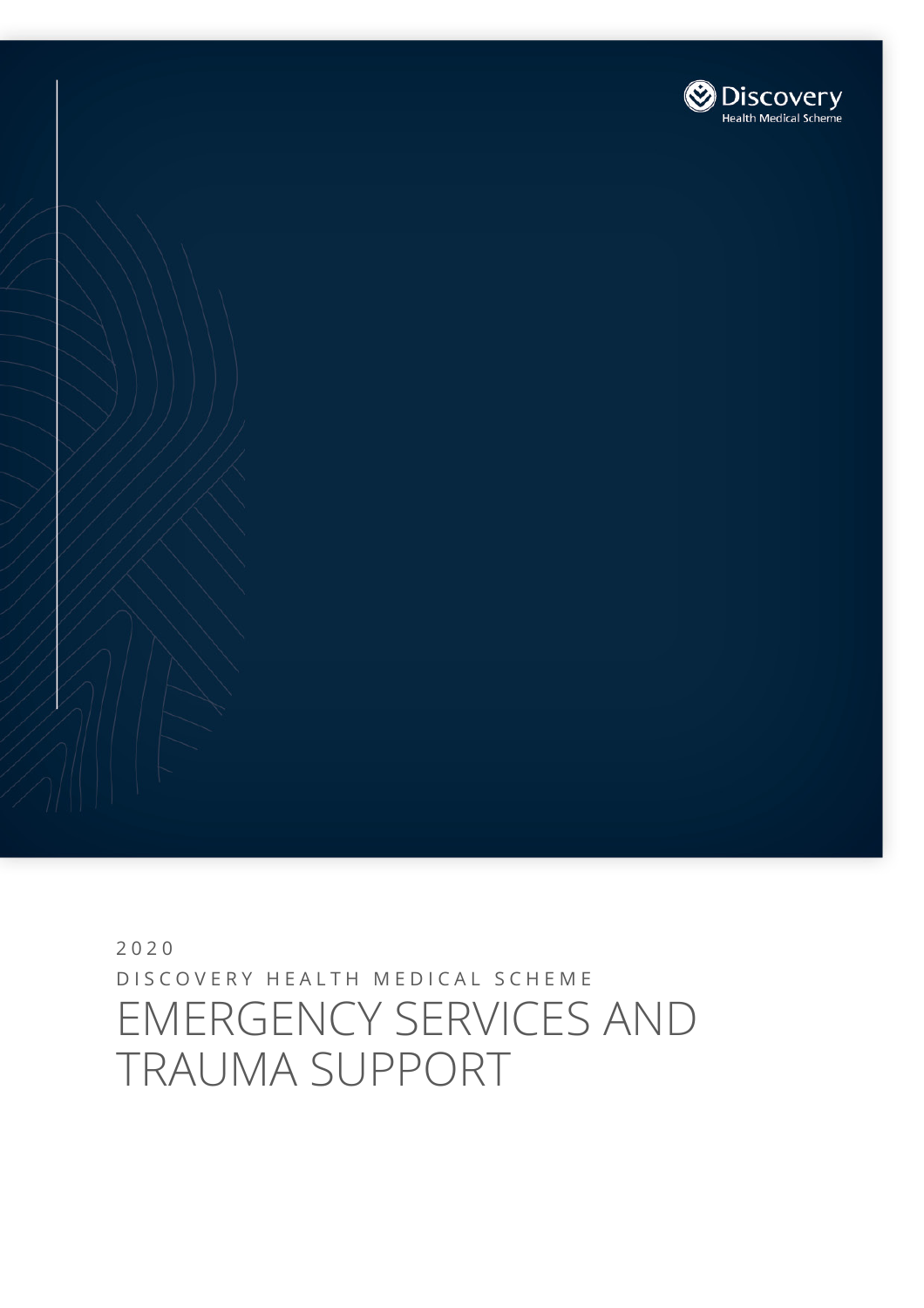Discovery
Health Medical Scheme

2020

DISCOVERY HEALTH MEDICAL SCHEME

# EMERGENCY SERVICES AND TRAUMA SUPPORT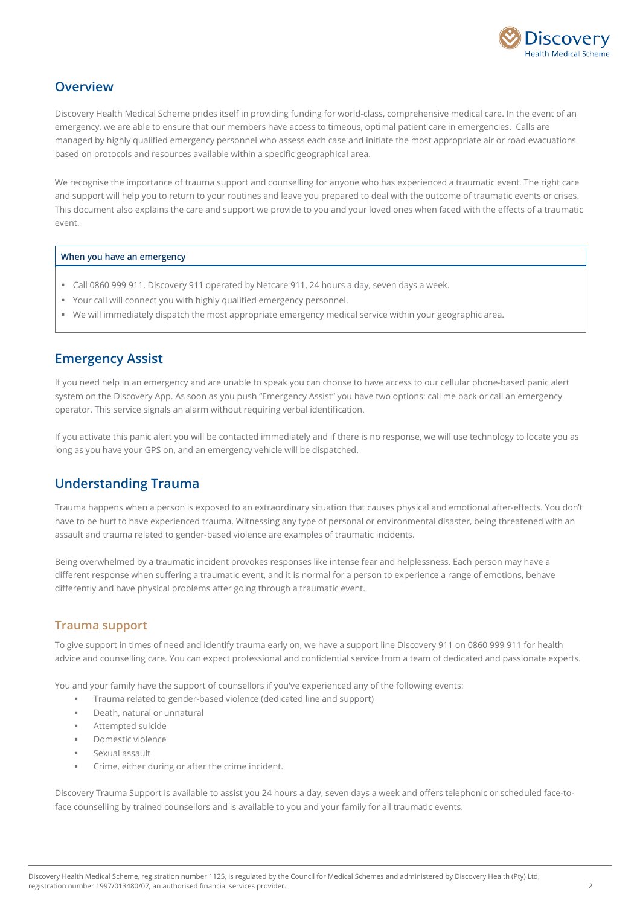## Overview

Discovery Health Medical Scheme prides itself in providing funding for world-class, comprehensive medical care. In the event of an emergency, we are able to ensure that our members have access to timeous, optimal patient care in emergencies. Calls are managed by highly qualified emergency personnel who assess each case and initiate the most appropriate air or road evacuations based on protocols and resources available within a specific geographical area.

We recognise the importance of trauma support and counselling for anyone who has experienced a traumatic event. The right care and support will help you to return to your routines and leave you prepared to deal with the outcome of traumatic events or crises. This document also explains the care and support we provide to you and your loved ones when faced with the effects of a traumatic event.

**When you have an emergency**

- Call 0860 999 911, Discovery 911 operated by Netcare 911, 24 hours a day, seven days a week.
- Your call will connect you with highly qualified emergency personnel.
- We will immediately dispatch the most appropriate emergency medical service within your geographic area.

## Emergency Assist

If you need help in an emergency and are unable to speak you can choose to have access to our cellular phone-based panic alert system on the Discovery App. As soon as you push "Emergency Assist" you have two options: call me back or call an emergency operator. This service signals an alarm without requiring verbal identification.

If you activate this panic alert you will be contacted immediately and if there is no response, we will use technology to locate you as long as you have your GPS on, and an emergency vehicle will be dispatched.

## Understanding Trauma

Trauma happens when a person is exposed to an extraordinary situation that causes physical and emotional after-effects. You don't have to be hurt to have experienced trauma. Witnessing any type of personal or environmental disaster, being threatened with an assault and trauma related to gender-based violence are examples of traumatic incidents.

Being overwhelmed by a traumatic incident provokes responses like intense fear and helplessness. Each person may have a different response when suffering a traumatic event, and it is normal for a person to experience a range of emotions, behave differently and have physical problems after going through a traumatic event.

### Trauma support

To give support in times of need and identify trauma early on, we have a support line Discovery 911 on 0860 999 911 for health advice and counselling care. You can expect professional and confidential service from a team of dedicated and passionate experts.

You and your family have the support of counsellors if you've experienced any of the following events:

- Trauma related to gender-based violence (dedicated line and support)
- Death, natural or unnatural
- Attempted suicide
- Domestic violence
- Sexual assault
- Crime, either during or after the crime incident.

Discovery Trauma Support is available to assist you 24 hours a day, seven days a week and offers telephonic or scheduled face-to-face counselling by trained counsellors and is available to you and your family for all traumatic events.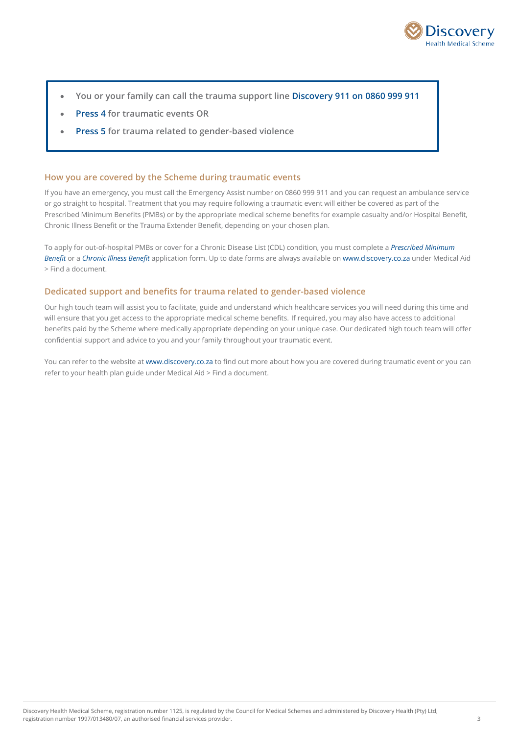- You or your family can call the trauma support line **Discovery 911 on 0860 999 911**
- **Press 4** for traumatic events OR
- **Press 5** for trauma related to gender-based violence

## How you are covered by the Scheme during traumatic events

If you have an emergency, you must call the Emergency Assist number on 0860 999 911 and you can request an ambulance service or go straight to hospital. Treatment that you may require following a traumatic event will either be covered as part of the Prescribed Minimum Benefits (PMBs) or by the appropriate medical scheme benefits for example casualty and/or Hospital Benefit, Chronic Illness Benefit or the Trauma Extender Benefit, depending on your chosen plan.

To apply for out-of-hospital PMBs or cover for a Chronic Disease List (CDL) condition, you must complete a *Prescribed Minimum Benefit* or a *Chronic Illness Benefit* application form. Up to date forms are always available on www.discovery.co.za under Medical Aid > Find a document.

## Dedicated support and benefits for trauma related to gender-based violence

Our high touch team will assist you to facilitate, guide and understand which healthcare services you will need during this time and will ensure that you get access to the appropriate medical scheme benefits. If required, you may also have access to additional benefits paid by the Scheme where medically appropriate depending on your unique case. Our dedicated high touch team will offer confidential support and advice to you and your family throughout your traumatic event.

You can refer to the website at www.discovery.co.za to find out more about how you are covered during traumatic event or you can refer to your health plan guide under Medical Aid > Find a document.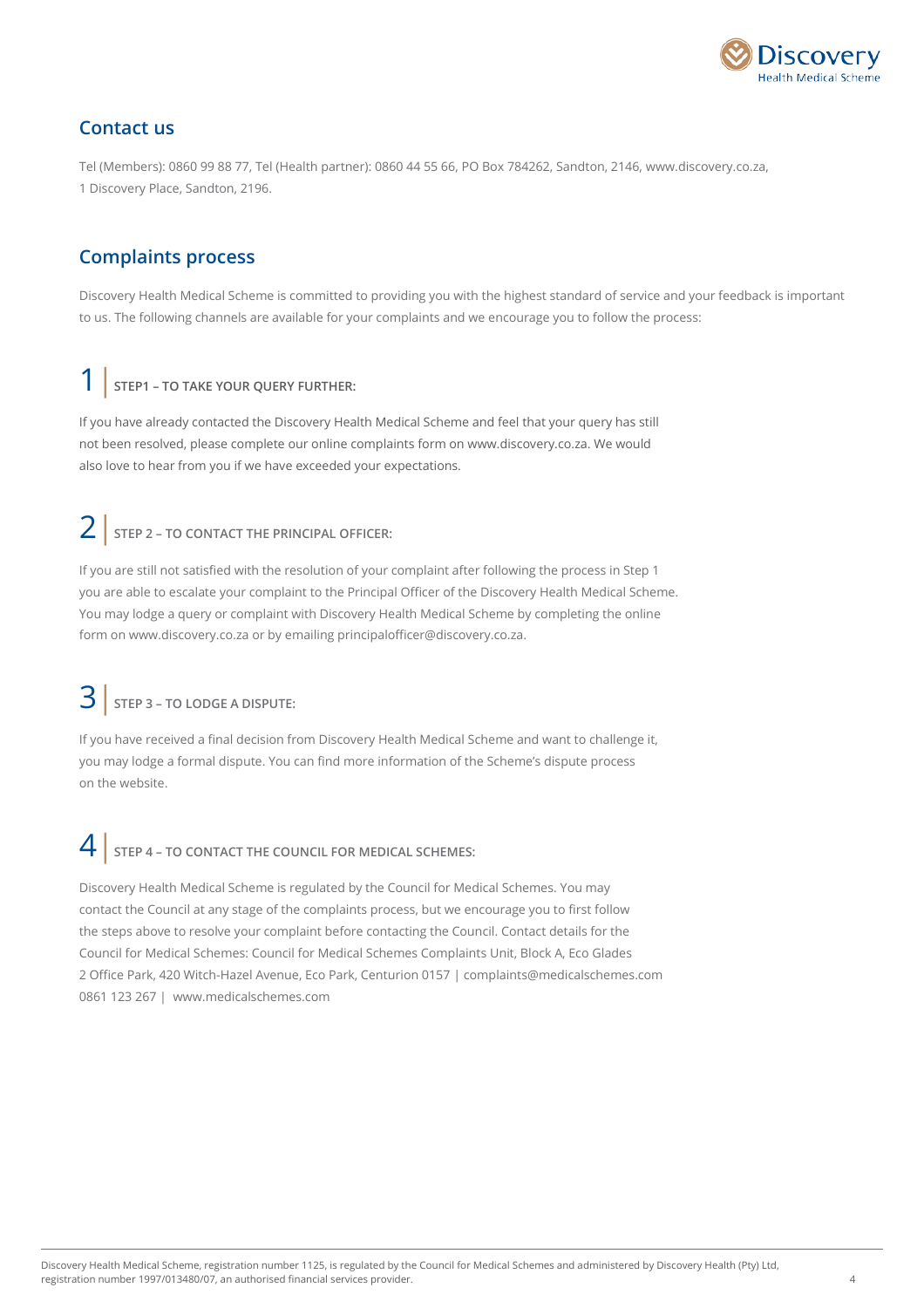## Contact us

Tel (Members): 0860 99 88 77, Tel (Health partner): 0860 44 55 66, PO Box 784262, Sandton, 2146, www.discovery.co.za, 1 Discovery Place, Sandton, 2196.

## Complaints process

Discovery Health Medical Scheme is committed to providing you with the highest standard of service and your feedback is important to us. The following channels are available for your complaints and we encourage you to follow the process:

### 1 | STEP1 – TO TAKE YOUR QUERY FURTHER:

If you have already contacted the Discovery Health Medical Scheme and feel that your query has still not been resolved, please complete our online complaints form on www.discovery.co.za. We would also love to hear from you if we have exceeded your expectations.

### 2 | STEP 2 – TO CONTACT THE PRINCIPAL OFFICER:

If you are still not satisfied with the resolution of your complaint after following the process in Step 1 you are able to escalate your complaint to the Principal Officer of the Discovery Health Medical Scheme. You may lodge a query or complaint with Discovery Health Medical Scheme by completing the online form on www.discovery.co.za or by emailing principalofficer@discovery.co.za.

### 3 | STEP 3 – TO LODGE A DISPUTE:

If you have received a final decision from Discovery Health Medical Scheme and want to challenge it, you may lodge a formal dispute. You can find more information of the Scheme's dispute process on the website.

### 4 | STEP 4 – TO CONTACT THE COUNCIL FOR MEDICAL SCHEMES:

Discovery Health Medical Scheme is regulated by the Council for Medical Schemes. You may contact the Council at any stage of the complaints process, but we encourage you to first follow the steps above to resolve your complaint before contacting the Council. Contact details for the Council for Medical Schemes: Council for Medical Schemes Complaints Unit, Block A, Eco Glades 2 Office Park, 420 Witch-Hazel Avenue, Eco Park, Centurion 0157 | complaints@medicalschemes.com 0861 123 267 | www.medicalschemes.com

Discovery Health Medical Scheme, registration number 1125, is regulated by the Council for Medical Schemes and administered by Discovery Health (Pty) Ltd, registration number 1997/013480/07, an authorised financial services provider.